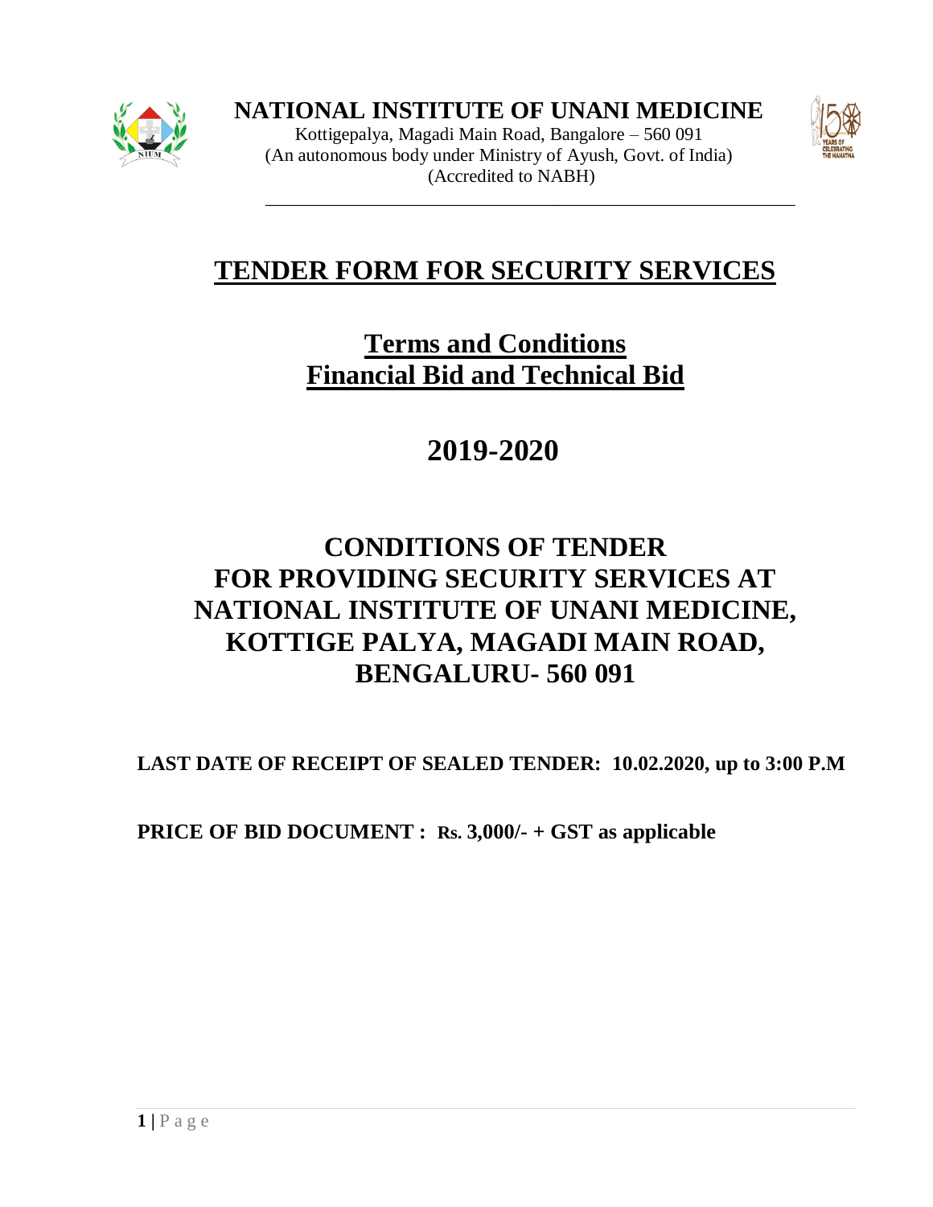# NATIONAL INSTITUTE OF UNANI MEDICINE

Kottigepalya, Magadi Main Road, Bangalore – 560 091
(An autonomous body under Ministry of Ayush, Govt. of India)
(Accredited to NABH)

# TENDER FORM FOR SECURITY SERVICES

## Terms and Conditions
## Financial Bid and Technical Bid

## 2019-2020

## CONDITIONS OF TENDER FOR PROVIDING SECURITY SERVICES AT NATIONAL INSTITUTE OF UNANI MEDICINE, KOTTIGE PALYA, MAGADI MAIN ROAD, BENGALURU- 560 091

**LAST DATE OF RECEIPT OF SEALED TENDER: 10.02.2020, up to 3:00 P.M**

**PRICE OF BID DOCUMENT : Rs. 3,000/- + GST as applicable**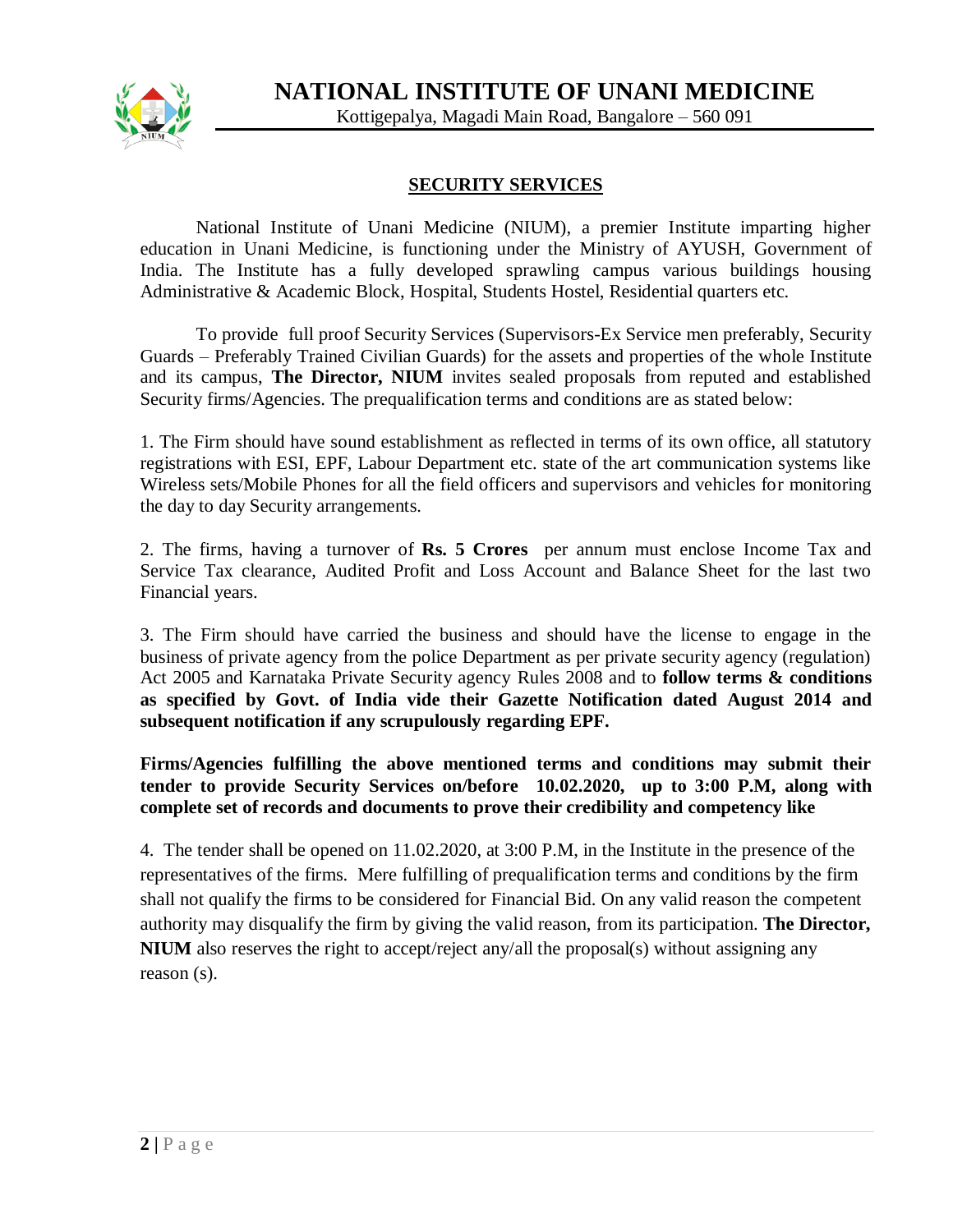# NATIONAL INSTITUTE OF UNANI MEDICINE

Kottigepalya, Magadi Main Road, Bangalore – 560 091

## SECURITY SERVICES

National Institute of Unani Medicine (NIUM), a premier Institute imparting higher education in Unani Medicine, is functioning under the Ministry of AYUSH, Government of India. The Institute has a fully developed sprawling campus various buildings housing Administrative & Academic Block, Hospital, Students Hostel, Residential quarters etc.

To provide full proof Security Services (Supervisors-Ex Service men preferably, Security Guards – Preferably Trained Civilian Guards) for the assets and properties of the whole Institute and its campus, **The Director, NIUM** invites sealed proposals from reputed and established Security firms/Agencies. The prequalification terms and conditions are as stated below:

1. The Firm should have sound establishment as reflected in terms of its own office, all statutory registrations with ESI, EPF, Labour Department etc. state of the art communication systems like Wireless sets/Mobile Phones for all the field officers and supervisors and vehicles for monitoring the day to day Security arrangements.

2. The firms, having a turnover of **Rs. 5 Crores** per annum must enclose Income Tax and Service Tax clearance, Audited Profit and Loss Account and Balance Sheet for the last two Financial years.

3. The Firm should have carried the business and should have the license to engage in the business of private agency from the police Department as per private security agency (regulation) Act 2005 and Karnataka Private Security agency Rules 2008 and to **follow terms & conditions as specified by Govt. of India vide their Gazette Notification dated August 2014 and subsequent notification if any scrupulously regarding EPF.**

**Firms/Agencies fulfilling the above mentioned terms and conditions may submit their tender to provide Security Services on/before 10.02.2020, up to 3:00 P.M, along with complete set of records and documents to prove their credibility and competency like**

4. The tender shall be opened on 11.02.2020, at 3:00 P.M, in the Institute in the presence of the representatives of the firms. Mere fulfilling of prequalification terms and conditions by the firm shall not qualify the firms to be considered for Financial Bid. On any valid reason the competent authority may disqualify the firm by giving the valid reason, from its participation. **The Director, NIUM** also reserves the right to accept/reject any/all the proposal(s) without assigning any reason (s).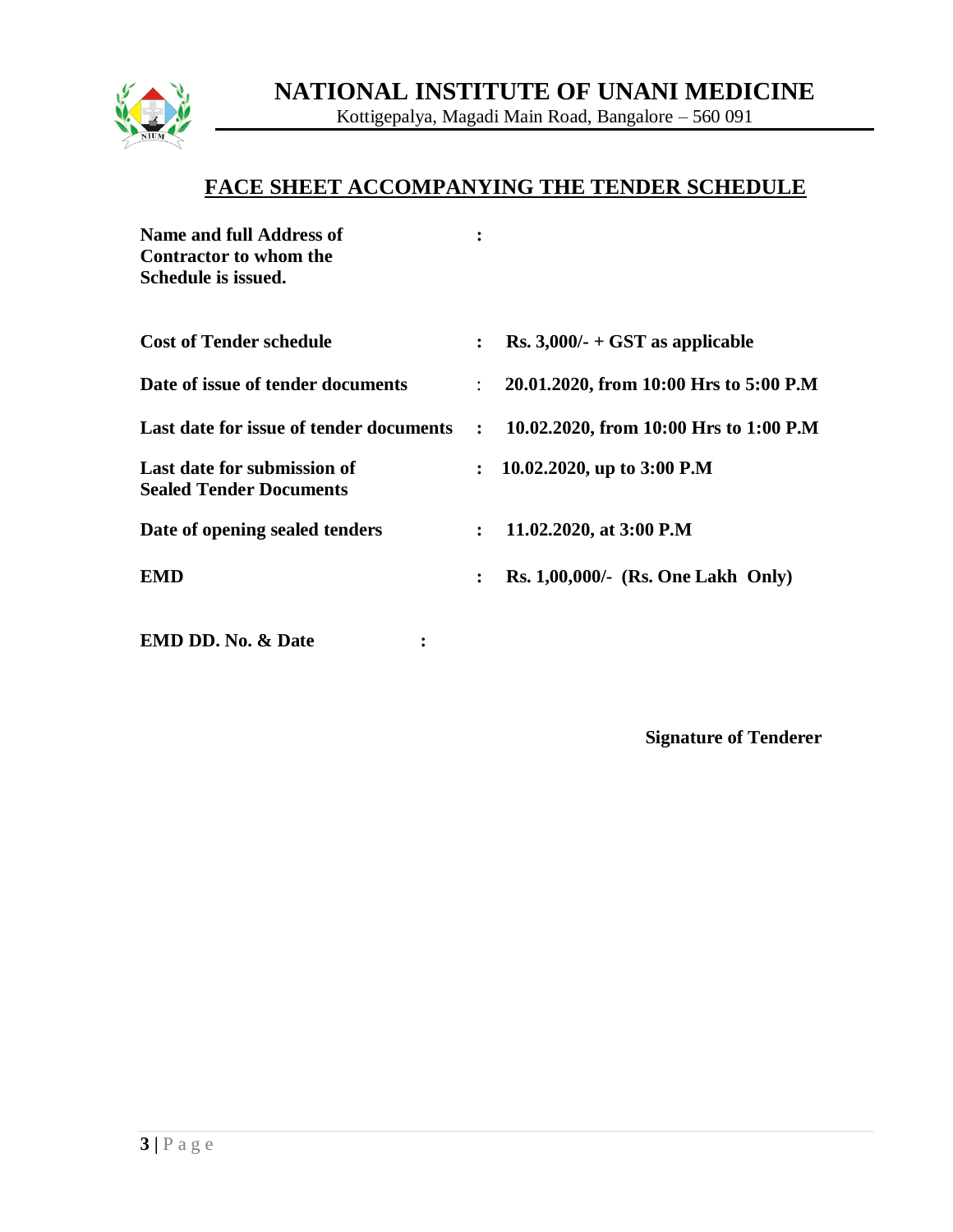# NATIONAL INSTITUTE OF UNANI MEDICINE

Kottigepalya, Magadi Main Road, Bangalore – 560 091

## FACE SHEET ACCOMPANYING THE TENDER SCHEDULE

| | | |
|---|---|---|
| **Name and full Address of Contractor to whom the Schedule is issued.** | **:** | |
| **Cost of Tender schedule** | **:** | **Rs. 3,000/- + GST as applicable** |
| **Date of issue of tender documents** | : | **20.01.2020, from 10:00 Hrs to 5:00 P.M** |
| **Last date for issue of tender documents** | **:** | **10.02.2020, from 10:00 Hrs to 1:00 P.M** |
| **Last date for submission of Sealed Tender Documents** | **:** | **10.02.2020, up to 3:00 P.M** |
| **Date of opening sealed tenders** | **:** | **11.02.2020, at 3:00 P.M** |
| **EMD** | **:** | **Rs. 1,00,000/- (Rs. One Lakh Only)** |
| **EMD DD. No. & Date** | **:** | |

**Signature of Tenderer**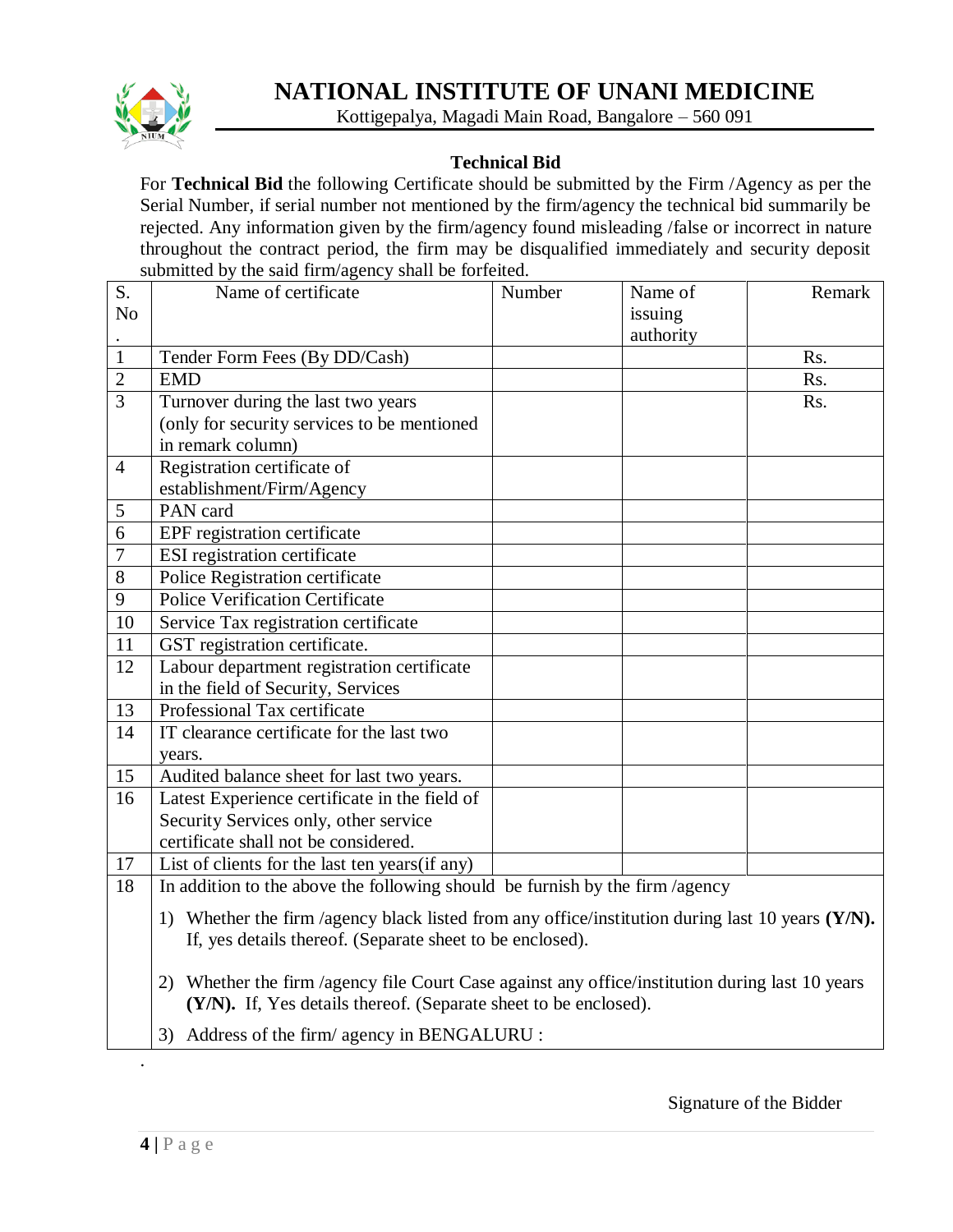# NATIONAL INSTITUTE OF UNANI MEDICINE

Kottigepalya, Magadi Main Road, Bangalore – 560 091

## Technical Bid

For **Technical Bid** the following Certificate should be submitted by the Firm /Agency as per the Serial Number, if serial number not mentioned by the firm/agency the technical bid summarily be rejected. Any information given by the firm/agency found misleading /false or incorrect in nature throughout the contract period, the firm may be disqualified immediately and security deposit submitted by the said firm/agency shall be forfeited.

| S. No. | Name of certificate | Number | Name of issuing authority | Remark |
|---|---|---|---|---|
| 1 | Tender Form Fees (By DD/Cash) | | | Rs. |
| 2 | EMD | | | Rs. |
| 3 | Turnover during the last two years (only for security services to be mentioned in remark column) | | | Rs. |
| 4 | Registration certificate of establishment/Firm/Agency | | | |
| 5 | PAN card | | | |
| 6 | EPF registration certificate | | | |
| 7 | ESI registration certificate | | | |
| 8 | Police Registration certificate | | | |
| 9 | Police Verification Certificate | | | |
| 10 | Service Tax registration certificate | | | |
| 11 | GST registration certificate. | | | |
| 12 | Labour department registration certificate in the field of Security, Services | | | |
| 13 | Professional Tax certificate | | | |
| 14 | IT clearance certificate for the last two years. | | | |
| 15 | Audited balance sheet for last two years. | | | |
| 16 | Latest Experience certificate in the field of Security Services only, other service certificate shall not be considered. | | | |
| 17 | List of clients for the last ten years(if any) | | | |
| 18 | In addition to the above the following should be furnish by the firm /agency<br>1) Whether the firm /agency black listed from any office/institution during last 10 years **(Y/N).** If, yes details thereof. (Separate sheet to be enclosed).<br>2) Whether the firm /agency file Court Case against any office/institution during last 10 years **(Y/N).** If, Yes details thereof. (Separate sheet to be enclosed).<br>3) Address of the firm/ agency in BENGALURU : | | | |

.

Signature of the Bidder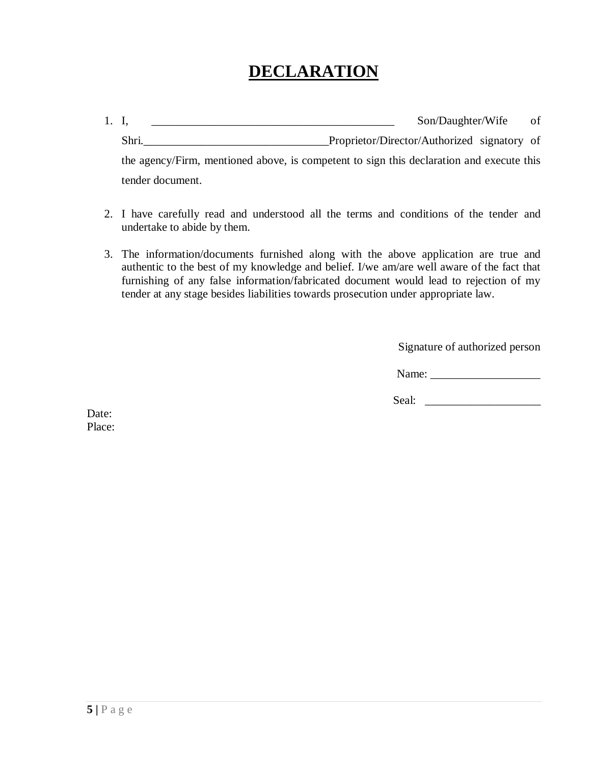# DECLARATION

1. I, ____________________________________________ Son/Daughter/Wife of Shri.________________________________Proprietor/Director/Authorized signatory of the agency/Firm, mentioned above, is competent to sign this declaration and execute this tender document.

2. I have carefully read and understood all the terms and conditions of the tender and undertake to abide by them.

3. The information/documents furnished along with the above application are true and authentic to the best of my knowledge and belief. I/we am/are well aware of the fact that furnishing of any false information/fabricated document would lead to rejection of my tender at any stage besides liabilities towards prosecution under appropriate law.

Signature of authorized person

Name: ___________________

Seal: ____________________

Date:
Place: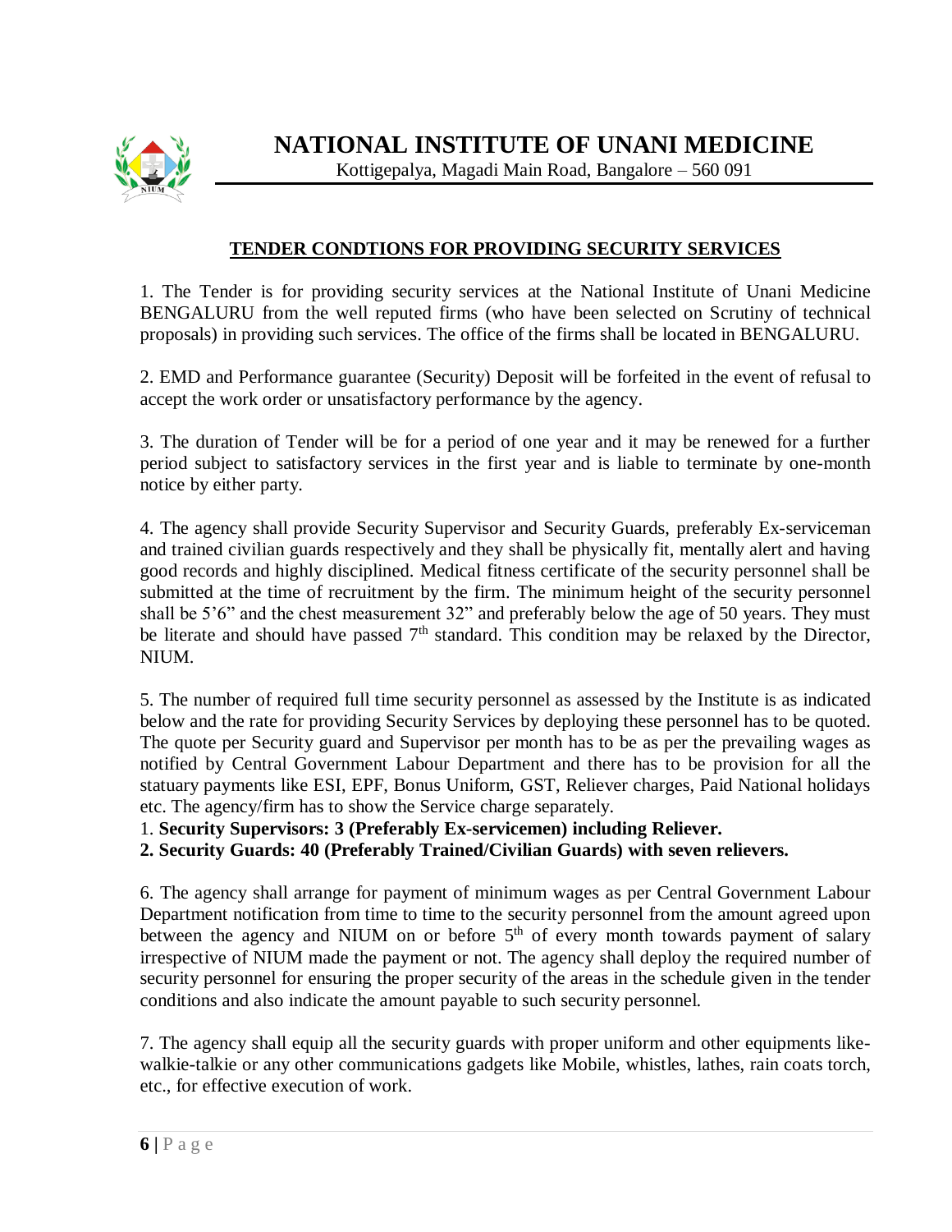# NATIONAL INSTITUTE OF UNANI MEDICINE

Kottigepalya, Magadi Main Road, Bangalore – 560 091

## TENDER CONDTIONS FOR PROVIDING SECURITY SERVICES

1. The Tender is for providing security services at the National Institute of Unani Medicine BENGALURU from the well reputed firms (who have been selected on Scrutiny of technical proposals) in providing such services. The office of the firms shall be located in BENGALURU.

2. EMD and Performance guarantee (Security) Deposit will be forfeited in the event of refusal to accept the work order or unsatisfactory performance by the agency.

3. The duration of Tender will be for a period of one year and it may be renewed for a further period subject to satisfactory services in the first year and is liable to terminate by one-month notice by either party.

4. The agency shall provide Security Supervisor and Security Guards, preferably Ex-serviceman and trained civilian guards respectively and they shall be physically fit, mentally alert and having good records and highly disciplined. Medical fitness certificate of the security personnel shall be submitted at the time of recruitment by the firm. The minimum height of the security personnel shall be 5'6" and the chest measurement 32" and preferably below the age of 50 years. They must be literate and should have passed 7th standard. This condition may be relaxed by the Director, NIUM.

5. The number of required full time security personnel as assessed by the Institute is as indicated below and the rate for providing Security Services by deploying these personnel has to be quoted. The quote per Security guard and Supervisor per month has to be as per the prevailing wages as notified by Central Government Labour Department and there has to be provision for all the statuary payments like ESI, EPF, Bonus Uniform, GST, Reliever charges, Paid National holidays etc. The agency/firm has to show the Service charge separately.

1. **Security Supervisors: 3 (Preferably Ex-servicemen) including Reliever.**
2. **Security Guards: 40 (Preferably Trained/Civilian Guards) with seven relievers.**

6. The agency shall arrange for payment of minimum wages as per Central Government Labour Department notification from time to time to the security personnel from the amount agreed upon between the agency and NIUM on or before 5th of every month towards payment of salary irrespective of NIUM made the payment or not. The agency shall deploy the required number of security personnel for ensuring the proper security of the areas in the schedule given in the tender conditions and also indicate the amount payable to such security personnel.

7. The agency shall equip all the security guards with proper uniform and other equipments like-walkie-talkie or any other communications gadgets like Mobile, whistles, lathes, rain coats torch, etc., for effective execution of work.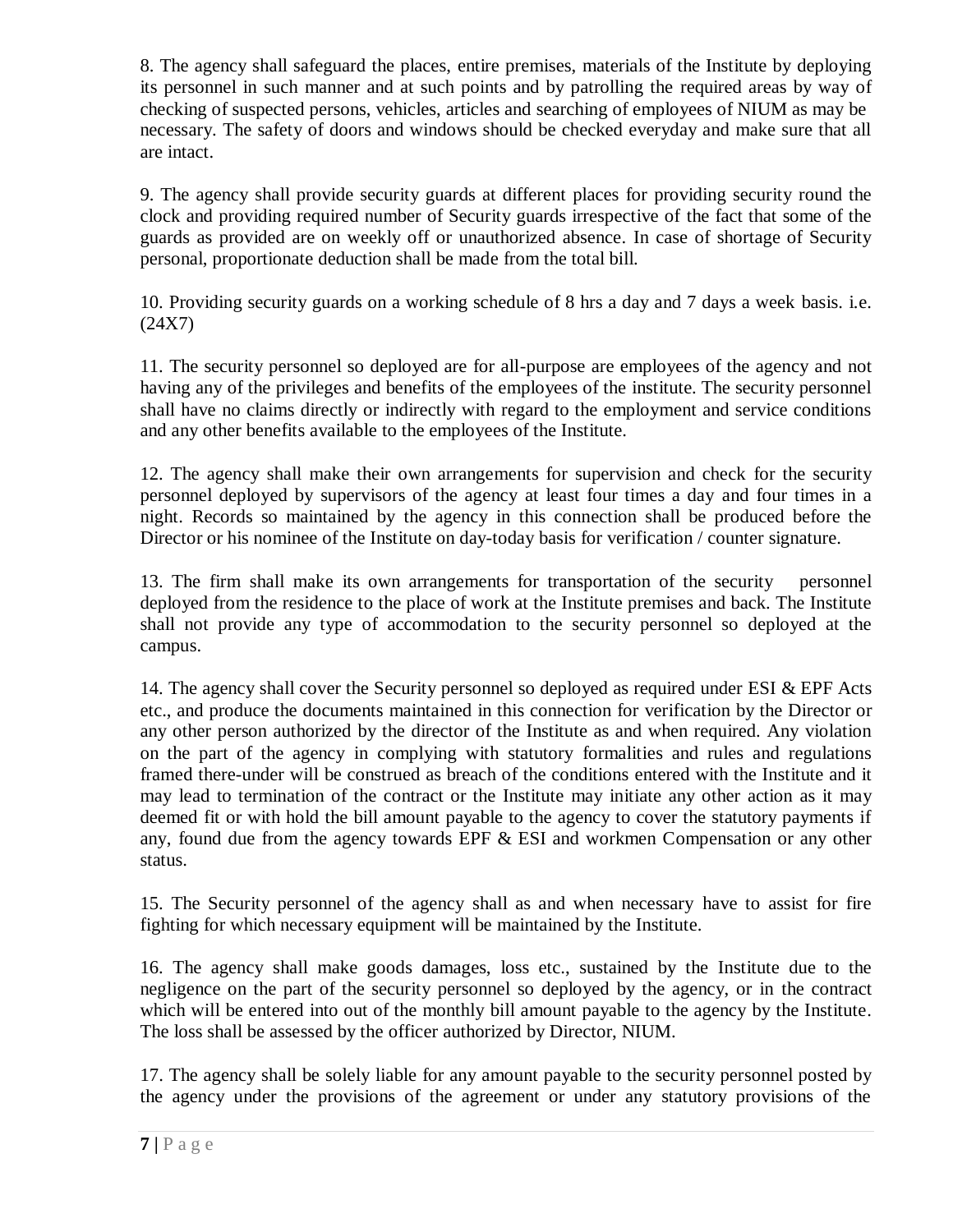8. The agency shall safeguard the places, entire premises, materials of the Institute by deploying its personnel in such manner and at such points and by patrolling the required areas by way of checking of suspected persons, vehicles, articles and searching of employees of NIUM as may be necessary. The safety of doors and windows should be checked everyday and make sure that all are intact.

9. The agency shall provide security guards at different places for providing security round the clock and providing required number of Security guards irrespective of the fact that some of the guards as provided are on weekly off or unauthorized absence. In case of shortage of Security personal, proportionate deduction shall be made from the total bill.

10. Providing security guards on a working schedule of 8 hrs a day and 7 days a week basis. i.e. (24X7)

11. The security personnel so deployed are for all-purpose are employees of the agency and not having any of the privileges and benefits of the employees of the institute. The security personnel shall have no claims directly or indirectly with regard to the employment and service conditions and any other benefits available to the employees of the Institute.

12. The agency shall make their own arrangements for supervision and check for the security personnel deployed by supervisors of the agency at least four times a day and four times in a night. Records so maintained by the agency in this connection shall be produced before the Director or his nominee of the Institute on day-today basis for verification / counter signature.

13. The firm shall make its own arrangements for transportation of the security personnel deployed from the residence to the place of work at the Institute premises and back. The Institute shall not provide any type of accommodation to the security personnel so deployed at the campus.

14. The agency shall cover the Security personnel so deployed as required under ESI & EPF Acts etc., and produce the documents maintained in this connection for verification by the Director or any other person authorized by the director of the Institute as and when required. Any violation on the part of the agency in complying with statutory formalities and rules and regulations framed there-under will be construed as breach of the conditions entered with the Institute and it may lead to termination of the contract or the Institute may initiate any other action as it may deemed fit or with hold the bill amount payable to the agency to cover the statutory payments if any, found due from the agency towards EPF & ESI and workmen Compensation or any other status.

15. The Security personnel of the agency shall as and when necessary have to assist for fire fighting for which necessary equipment will be maintained by the Institute.

16. The agency shall make goods damages, loss etc., sustained by the Institute due to the negligence on the part of the security personnel so deployed by the agency, or in the contract which will be entered into out of the monthly bill amount payable to the agency by the Institute. The loss shall be assessed by the officer authorized by Director, NIUM.

17. The agency shall be solely liable for any amount payable to the security personnel posted by the agency under the provisions of the agreement or under any statutory provisions of the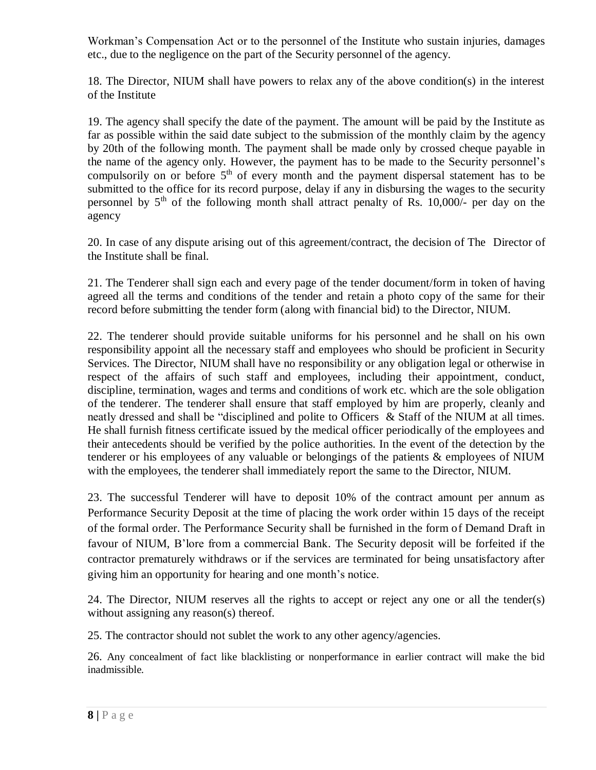Workman's Compensation Act or to the personnel of the Institute who sustain injuries, damages etc., due to the negligence on the part of the Security personnel of the agency.

18. The Director, NIUM shall have powers to relax any of the above condition(s) in the interest of the Institute

19. The agency shall specify the date of the payment. The amount will be paid by the Institute as far as possible within the said date subject to the submission of the monthly claim by the agency by 20th of the following month. The payment shall be made only by crossed cheque payable in the name of the agency only. However, the payment has to be made to the Security personnel's compulsorily on or before 5th of every month and the payment dispersal statement has to be submitted to the office for its record purpose, delay if any in disbursing the wages to the security personnel by 5th of the following month shall attract penalty of Rs. 10,000/- per day on the agency

20. In case of any dispute arising out of this agreement/contract, the decision of The Director of the Institute shall be final.

21. The Tenderer shall sign each and every page of the tender document/form in token of having agreed all the terms and conditions of the tender and retain a photo copy of the same for their record before submitting the tender form (along with financial bid) to the Director, NIUM.

22. The tenderer should provide suitable uniforms for his personnel and he shall on his own responsibility appoint all the necessary staff and employees who should be proficient in Security Services. The Director, NIUM shall have no responsibility or any obligation legal or otherwise in respect of the affairs of such staff and employees, including their appointment, conduct, discipline, termination, wages and terms and conditions of work etc. which are the sole obligation of the tenderer. The tenderer shall ensure that staff employed by him are properly, cleanly and neatly dressed and shall be "disciplined and polite to Officers & Staff of the NIUM at all times. He shall furnish fitness certificate issued by the medical officer periodically of the employees and their antecedents should be verified by the police authorities. In the event of the detection by the tenderer or his employees of any valuable or belongings of the patients & employees of NIUM with the employees, the tenderer shall immediately report the same to the Director, NIUM.

23. The successful Tenderer will have to deposit 10% of the contract amount per annum as Performance Security Deposit at the time of placing the work order within 15 days of the receipt of the formal order. The Performance Security shall be furnished in the form of Demand Draft in favour of NIUM, B'lore from a commercial Bank. The Security deposit will be forfeited if the contractor prematurely withdraws or if the services are terminated for being unsatisfactory after giving him an opportunity for hearing and one month's notice.

24. The Director, NIUM reserves all the rights to accept or reject any one or all the tender(s) without assigning any reason(s) thereof.

25. The contractor should not sublet the work to any other agency/agencies.

26. Any concealment of fact like blacklisting or nonperformance in earlier contract will make the bid inadmissible.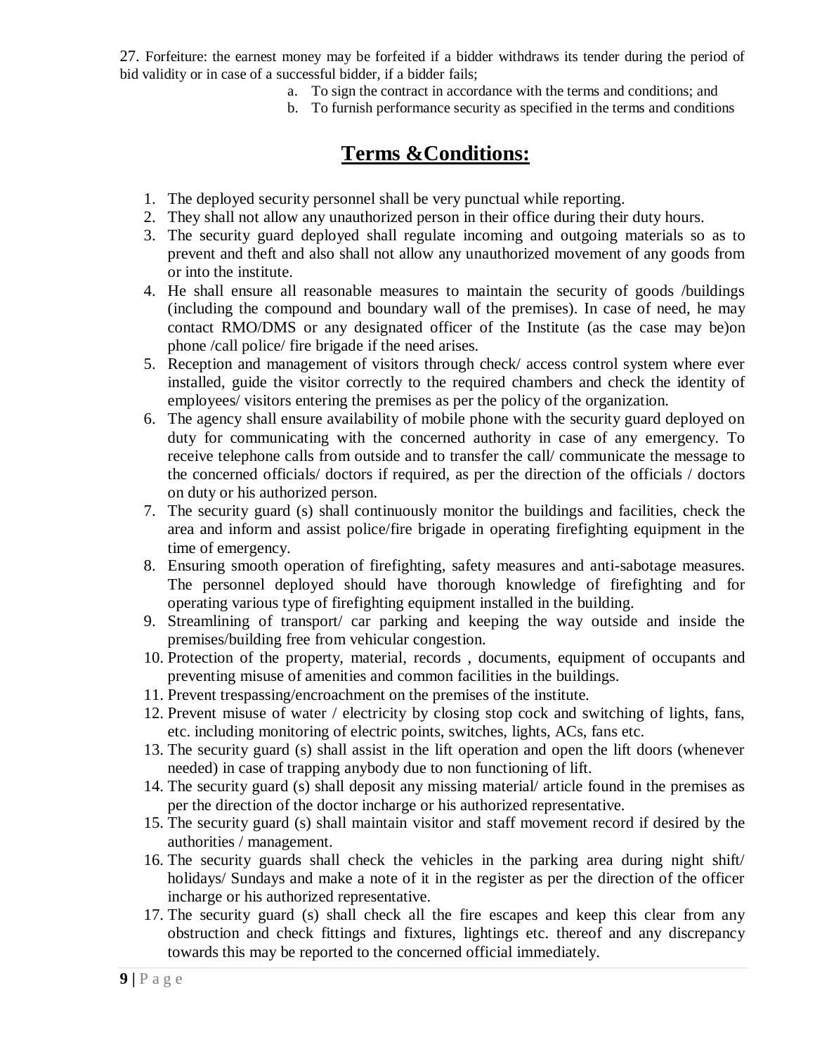27. Forfeiture: the earnest money may be forfeited if a bidder withdraws its tender during the period of bid validity or in case of a successful bidder, if a bidder fails;

a. To sign the contract in accordance with the terms and conditions; and
b. To furnish performance security as specified in the terms and conditions

# Terms &Conditions:

1. The deployed security personnel shall be very punctual while reporting.
2. They shall not allow any unauthorized person in their office during their duty hours.
3. The security guard deployed shall regulate incoming and outgoing materials so as to prevent and theft and also shall not allow any unauthorized movement of any goods from or into the institute.
4. He shall ensure all reasonable measures to maintain the security of goods /buildings (including the compound and boundary wall of the premises). In case of need, he may contact RMO/DMS or any designated officer of the Institute (as the case may be)on phone /call police/ fire brigade if the need arises.
5. Reception and management of visitors through check/ access control system where ever installed, guide the visitor correctly to the required chambers and check the identity of employees/ visitors entering the premises as per the policy of the organization.
6. The agency shall ensure availability of mobile phone with the security guard deployed on duty for communicating with the concerned authority in case of any emergency. To receive telephone calls from outside and to transfer the call/ communicate the message to the concerned officials/ doctors if required, as per the direction of the officials / doctors on duty or his authorized person.
7. The security guard (s) shall continuously monitor the buildings and facilities, check the area and inform and assist police/fire brigade in operating firefighting equipment in the time of emergency.
8. Ensuring smooth operation of firefighting, safety measures and anti-sabotage measures. The personnel deployed should have thorough knowledge of firefighting and for operating various type of firefighting equipment installed in the building.
9. Streamlining of transport/ car parking and keeping the way outside and inside the premises/building free from vehicular congestion.
10. Protection of the property, material, records , documents, equipment of occupants and preventing misuse of amenities and common facilities in the buildings.
11. Prevent trespassing/encroachment on the premises of the institute.
12. Prevent misuse of water / electricity by closing stop cock and switching of lights, fans, etc. including monitoring of electric points, switches, lights, ACs, fans etc.
13. The security guard (s) shall assist in the lift operation and open the lift doors (whenever needed) in case of trapping anybody due to non functioning of lift.
14. The security guard (s) shall deposit any missing material/ article found in the premises as per the direction of the doctor incharge or his authorized representative.
15. The security guard (s) shall maintain visitor and staff movement record if desired by the authorities / management.
16. The security guards shall check the vehicles in the parking area during night shift/ holidays/ Sundays and make a note of it in the register as per the direction of the officer incharge or his authorized representative.
17. The security guard (s) shall check all the fire escapes and keep this clear from any obstruction and check fittings and fixtures, lightings etc. thereof and any discrepancy towards this may be reported to the concerned official immediately.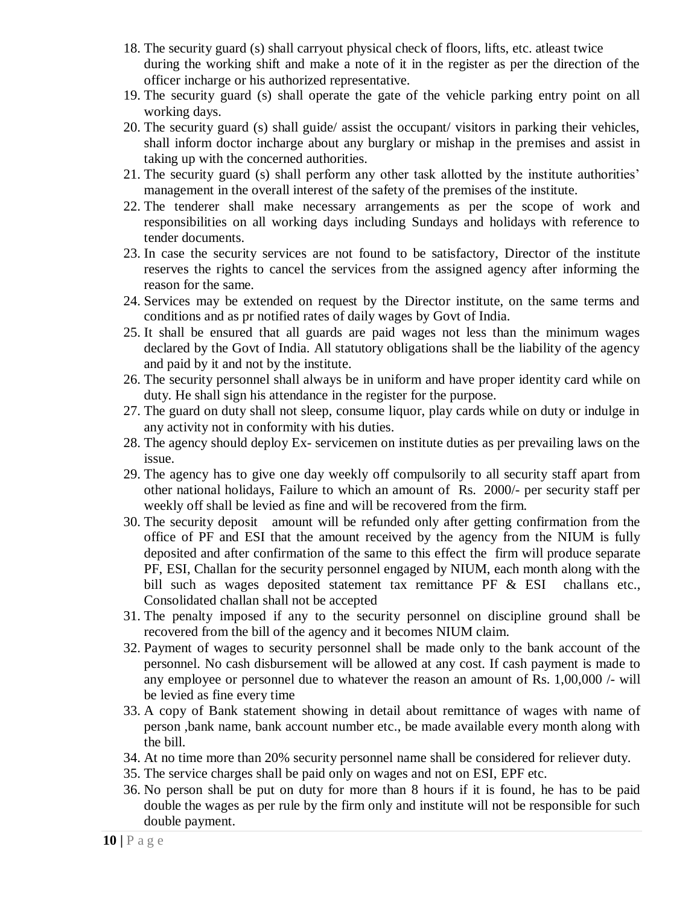18. The security guard (s) shall carryout physical check of floors, lifts, etc. atleast twice during the working shift and make a note of it in the register as per the direction of the officer incharge or his authorized representative.
19. The security guard (s) shall operate the gate of the vehicle parking entry point on all working days.
20. The security guard (s) shall guide/ assist the occupant/ visitors in parking their vehicles, shall inform doctor incharge about any burglary or mishap in the premises and assist in taking up with the concerned authorities.
21. The security guard (s) shall perform any other task allotted by the institute authorities' management in the overall interest of the safety of the premises of the institute.
22. The tenderer shall make necessary arrangements as per the scope of work and responsibilities on all working days including Sundays and holidays with reference to tender documents.
23. In case the security services are not found to be satisfactory, Director of the institute reserves the rights to cancel the services from the assigned agency after informing the reason for the same.
24. Services may be extended on request by the Director institute, on the same terms and conditions and as pr notified rates of daily wages by Govt of India.
25. It shall be ensured that all guards are paid wages not less than the minimum wages declared by the Govt of India. All statutory obligations shall be the liability of the agency and paid by it and not by the institute.
26. The security personnel shall always be in uniform and have proper identity card while on duty. He shall sign his attendance in the register for the purpose.
27. The guard on duty shall not sleep, consume liquor, play cards while on duty or indulge in any activity not in conformity with his duties.
28. The agency should deploy Ex- servicemen on institute duties as per prevailing laws on the issue.
29. The agency has to give one day weekly off compulsorily to all security staff apart from other national holidays, Failure to which an amount of Rs. 2000/- per security staff per weekly off shall be levied as fine and will be recovered from the firm.
30. The security deposit amount will be refunded only after getting confirmation from the office of PF and ESI that the amount received by the agency from the NIUM is fully deposited and after confirmation of the same to this effect the firm will produce separate PF, ESI, Challan for the security personnel engaged by NIUM, each month along with the bill such as wages deposited statement tax remittance PF & ESI challans etc., Consolidated challan shall not be accepted
31. The penalty imposed if any to the security personnel on discipline ground shall be recovered from the bill of the agency and it becomes NIUM claim.
32. Payment of wages to security personnel shall be made only to the bank account of the personnel. No cash disbursement will be allowed at any cost. If cash payment is made to any employee or personnel due to whatever the reason an amount of Rs. 1,00,000 /- will be levied as fine every time
33. A copy of Bank statement showing in detail about remittance of wages with name of person ,bank name, bank account number etc., be made available every month along with the bill.
34. At no time more than 20% security personnel name shall be considered for reliever duty.
35. The service charges shall be paid only on wages and not on ESI, EPF etc.
36. No person shall be put on duty for more than 8 hours if it is found, he has to be paid double the wages as per rule by the firm only and institute will not be responsible for such double payment.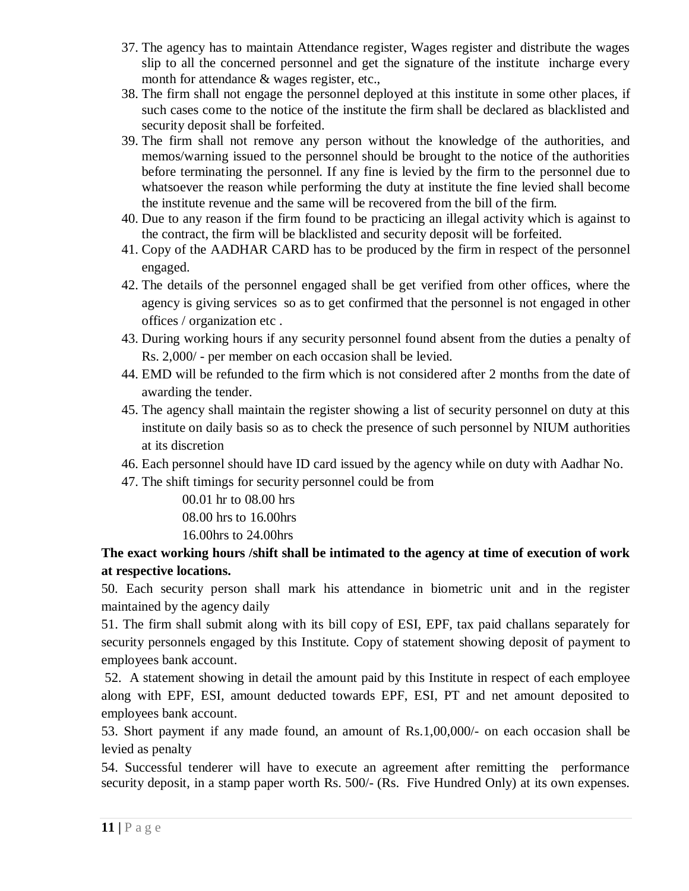37. The agency has to maintain Attendance register, Wages register and distribute the wages slip to all the concerned personnel and get the signature of the institute incharge every month for attendance & wages register, etc.,
38. The firm shall not engage the personnel deployed at this institute in some other places, if such cases come to the notice of the institute the firm shall be declared as blacklisted and security deposit shall be forfeited.
39. The firm shall not remove any person without the knowledge of the authorities, and memos/warning issued to the personnel should be brought to the notice of the authorities before terminating the personnel. If any fine is levied by the firm to the personnel due to whatsoever the reason while performing the duty at institute the fine levied shall become the institute revenue and the same will be recovered from the bill of the firm.
40. Due to any reason if the firm found to be practicing an illegal activity which is against to the contract, the firm will be blacklisted and security deposit will be forfeited.
41. Copy of the AADHAR CARD has to be produced by the firm in respect of the personnel engaged.
42. The details of the personnel engaged shall be get verified from other offices, where the agency is giving services so as to get confirmed that the personnel is not engaged in other offices / organization etc .
43. During working hours if any security personnel found absent from the duties a penalty of Rs. 2,000/ - per member on each occasion shall be levied.
44. EMD will be refunded to the firm which is not considered after 2 months from the date of awarding the tender.
45. The agency shall maintain the register showing a list of security personnel on duty at this institute on daily basis so as to check the presence of such personnel by NIUM authorities at its discretion
46. Each personnel should have ID card issued by the agency while on duty with Aadhar No.
47. The shift timings for security personnel could be from

    00.01 hr to 08.00 hrs
    08.00 hrs to 16.00hrs
    16.00hrs to 24.00hrs

**The exact working hours /shift shall be intimated to the agency at time of execution of work at respective locations.**

50. Each security person shall mark his attendance in biometric unit and in the register maintained by the agency daily

51. The firm shall submit along with its bill copy of ESI, EPF, tax paid challans separately for security personnels engaged by this Institute. Copy of statement showing deposit of payment to employees bank account.

52. A statement showing in detail the amount paid by this Institute in respect of each employee along with EPF, ESI, amount deducted towards EPF, ESI, PT and net amount deposited to employees bank account.

53. Short payment if any made found, an amount of Rs.1,00,000/- on each occasion shall be levied as penalty

54. Successful tenderer will have to execute an agreement after remitting the performance security deposit, in a stamp paper worth Rs. 500/- (Rs. Five Hundred Only) at its own expenses.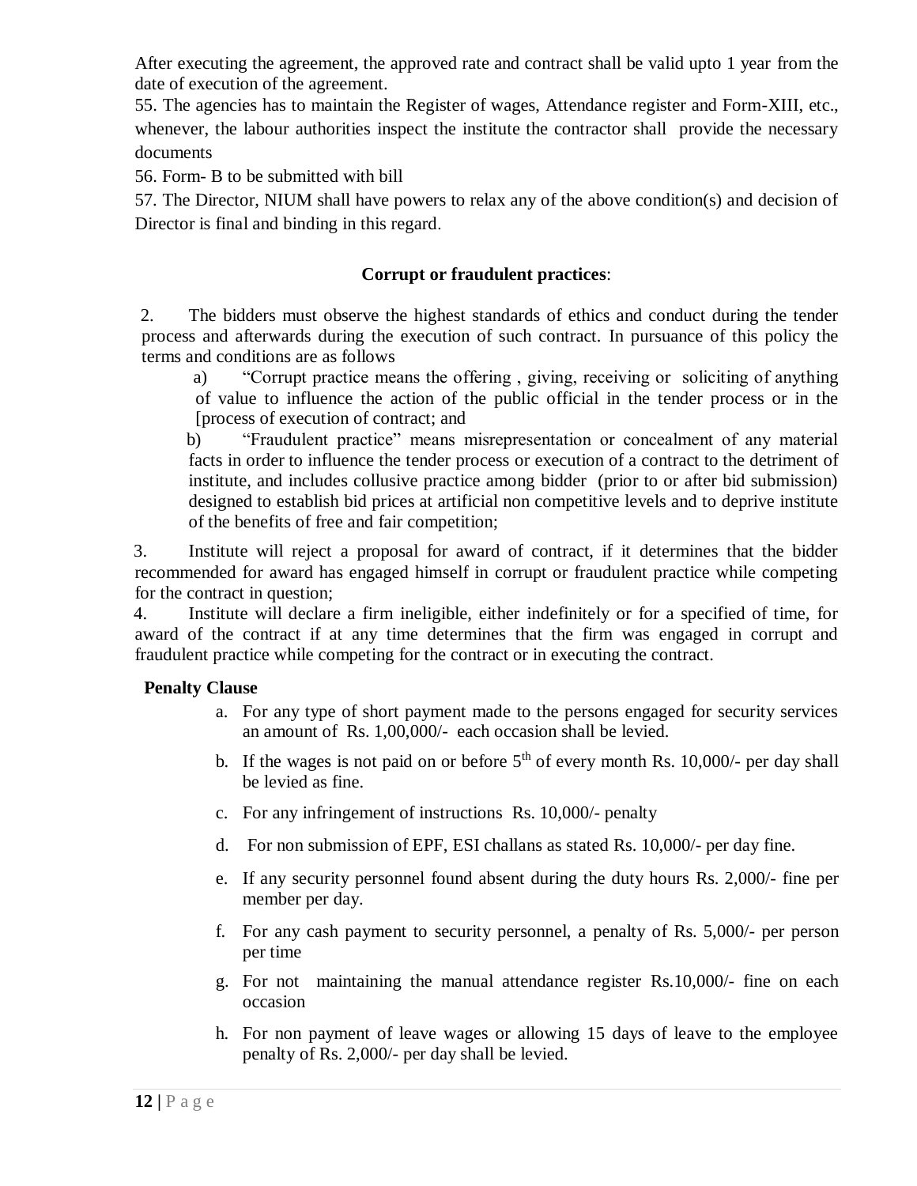After executing the agreement, the approved rate and contract shall be valid upto 1 year from the date of execution of the agreement.

55. The agencies has to maintain the Register of wages, Attendance register and Form-XIII, etc., whenever, the labour authorities inspect the institute the contractor shall provide the necessary documents

56. Form- B to be submitted with bill

57. The Director, NIUM shall have powers to relax any of the above condition(s) and decision of Director is final and binding in this regard.

**Corrupt or fraudulent practices**:

2. The bidders must observe the highest standards of ethics and conduct during the tender process and afterwards during the execution of such contract. In pursuance of this policy the terms and conditions are as follows

   a) "Corrupt practice means the offering , giving, receiving or soliciting of anything of value to influence the action of the public official in the tender process or in the [process of execution of contract; and

   b) "Fraudulent practice" means misrepresentation or concealment of any material facts in order to influence the tender process or execution of a contract to the detriment of institute, and includes collusive practice among bidder (prior to or after bid submission) designed to establish bid prices at artificial non competitive levels and to deprive institute of the benefits of free and fair competition;

3. Institute will reject a proposal for award of contract, if it determines that the bidder recommended for award has engaged himself in corrupt or fraudulent practice while competing for the contract in question;

4. Institute will declare a firm ineligible, either indefinitely or for a specified of time, for award of the contract if at any time determines that the firm was engaged in corrupt and fraudulent practice while competing for the contract or in executing the contract.

**Penalty Clause**

a. For any type of short payment made to the persons engaged for security services an amount of Rs. 1,00,000/- each occasion shall be levied.

b. If the wages is not paid on or before 5th of every month Rs. 10,000/- per day shall be levied as fine.

c. For any infringement of instructions Rs. 10,000/- penalty

d. For non submission of EPF, ESI challans as stated Rs. 10,000/- per day fine.

e. If any security personnel found absent during the duty hours Rs. 2,000/- fine per member per day.

f. For any cash payment to security personnel, a penalty of Rs. 5,000/- per person per time

g. For not maintaining the manual attendance register Rs.10,000/- fine on each occasion

h. For non payment of leave wages or allowing 15 days of leave to the employee penalty of Rs. 2,000/- per day shall be levied.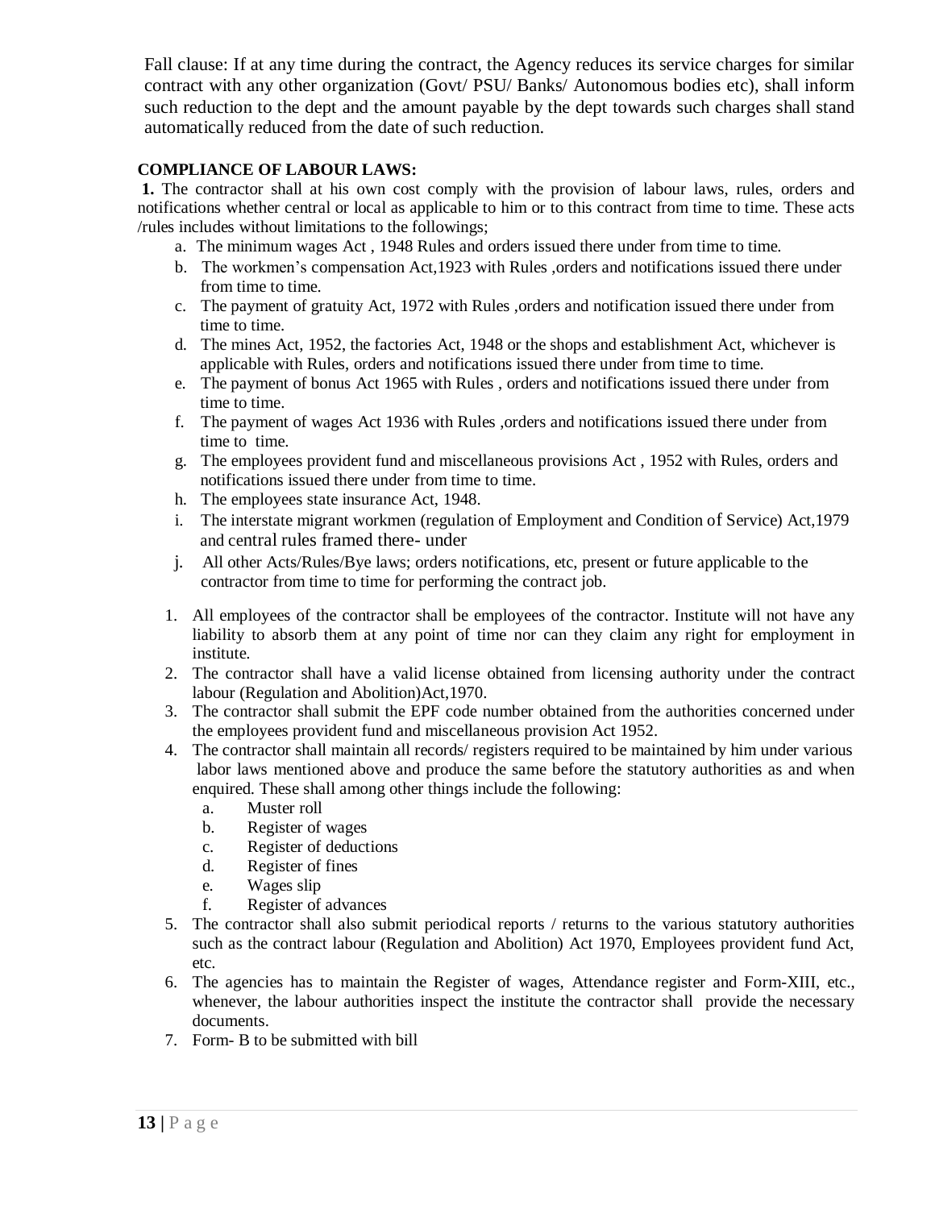Fall clause: If at any time during the contract, the Agency reduces its service charges for similar contract with any other organization (Govt/ PSU/ Banks/ Autonomous bodies etc), shall inform such reduction to the dept and the amount payable by the dept towards such charges shall stand automatically reduced from the date of such reduction.

**COMPLIANCE OF LABOUR LAWS:**

**1.** The contractor shall at his own cost comply with the provision of labour laws, rules, orders and notifications whether central or local as applicable to him or to this contract from time to time. These acts /rules includes without limitations to the followings;

a. The minimum wages Act , 1948 Rules and orders issued there under from time to time.
b. The workmen's compensation Act,1923 with Rules ,orders and notifications issued there under from time to time.
c. The payment of gratuity Act, 1972 with Rules ,orders and notification issued there under from time to time.
d. The mines Act, 1952, the factories Act, 1948 or the shops and establishment Act, whichever is applicable with Rules, orders and notifications issued there under from time to time.
e. The payment of bonus Act 1965 with Rules , orders and notifications issued there under from time to time.
f. The payment of wages Act 1936 with Rules ,orders and notifications issued there under from time to time.
g. The employees provident fund and miscellaneous provisions Act , 1952 with Rules, orders and notifications issued there under from time to time.
h. The employees state insurance Act, 1948.
i. The interstate migrant workmen (regulation of Employment and Condition of Service) Act,1979 and central rules framed there- under
j. All other Acts/Rules/Bye laws; orders notifications, etc, present or future applicable to the contractor from time to time for performing the contract job.

1. All employees of the contractor shall be employees of the contractor. Institute will not have any liability to absorb them at any point of time nor can they claim any right for employment in institute.
2. The contractor shall have a valid license obtained from licensing authority under the contract labour (Regulation and Abolition)Act,1970.
3. The contractor shall submit the EPF code number obtained from the authorities concerned under the employees provident fund and miscellaneous provision Act 1952.
4. The contractor shall maintain all records/ registers required to be maintained by him under various labor laws mentioned above and produce the same before the statutory authorities as and when enquired. These shall among other things include the following:
   a. Muster roll
   b. Register of wages
   c. Register of deductions
   d. Register of fines
   e. Wages slip
   f. Register of advances
5. The contractor shall also submit periodical reports / returns to the various statutory authorities such as the contract labour (Regulation and Abolition) Act 1970, Employees provident fund Act, etc.
6. The agencies has to maintain the Register of wages, Attendance register and Form-XIII, etc., whenever, the labour authorities inspect the institute the contractor shall provide the necessary documents.
7. Form- B to be submitted with bill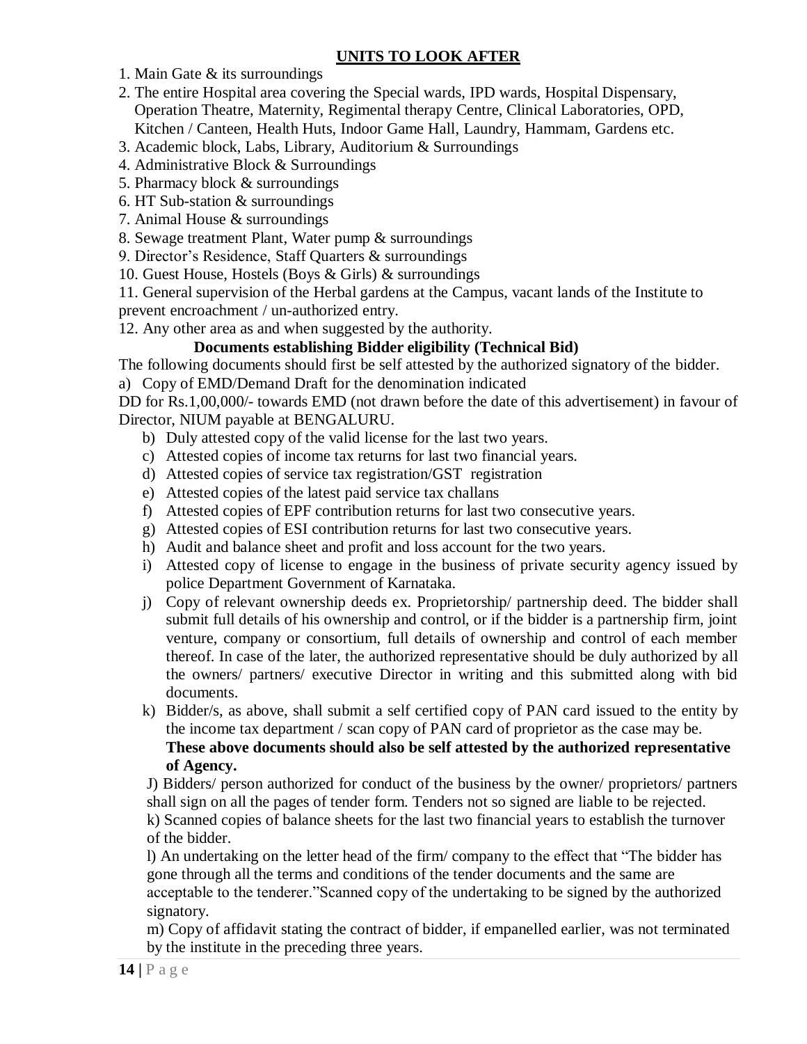## UNITS TO LOOK AFTER

1. Main Gate & its surroundings
2. The entire Hospital area covering the Special wards, IPD wards, Hospital Dispensary, Operation Theatre, Maternity, Regimental therapy Centre, Clinical Laboratories, OPD, Kitchen / Canteen, Health Huts, Indoor Game Hall, Laundry, Hammam, Gardens etc.
3. Academic block, Labs, Library, Auditorium & Surroundings
4. Administrative Block & Surroundings
5. Pharmacy block & surroundings
6. HT Sub-station & surroundings
7. Animal House & surroundings
8. Sewage treatment Plant, Water pump & surroundings
9. Director's Residence, Staff Quarters & surroundings
10. Guest House, Hostels (Boys & Girls) & surroundings
11. General supervision of the Herbal gardens at the Campus, vacant lands of the Institute to prevent encroachment / un-authorized entry.
12. Any other area as and when suggested by the authority.

### Documents establishing Bidder eligibility (Technical Bid)

The following documents should first be self attested by the authorized signatory of the bidder.

a) Copy of EMD/Demand Draft for the denomination indicated

DD for Rs.1,00,000/- towards EMD (not drawn before the date of this advertisement) in favour of Director, NIUM payable at BENGALURU.

b) Duly attested copy of the valid license for the last two years.
c) Attested copies of income tax returns for last two financial years.
d) Attested copies of service tax registration/GST registration
e) Attested copies of the latest paid service tax challans
f) Attested copies of EPF contribution returns for last two consecutive years.
g) Attested copies of ESI contribution returns for last two consecutive years.
h) Audit and balance sheet and profit and loss account for the two years.
i) Attested copy of license to engage in the business of private security agency issued by police Department Government of Karnataka.
j) Copy of relevant ownership deeds ex. Proprietorship/ partnership deed. The bidder shall submit full details of his ownership and control, or if the bidder is a partnership firm, joint venture, company or consortium, full details of ownership and control of each member thereof. In case of the later, the authorized representative should be duly authorized by all the owners/ partners/ executive Director in writing and this submitted along with bid documents.
k) Bidder/s, as above, shall submit a self certified copy of PAN card issued to the entity by the income tax department / scan copy of PAN card of proprietor as the case may be.
**These above documents should also be self attested by the authorized representative of Agency.**

J) Bidders/ person authorized for conduct of the business by the owner/ proprietors/ partners shall sign on all the pages of tender form. Tenders not so signed are liable to be rejected.

k) Scanned copies of balance sheets for the last two financial years to establish the turnover of the bidder.

l) An undertaking on the letter head of the firm/ company to the effect that "The bidder has gone through all the terms and conditions of the tender documents and the same are acceptable to the tenderer."Scanned copy of the undertaking to be signed by the authorized signatory.

m) Copy of affidavit stating the contract of bidder, if empanelled earlier, was not terminated by the institute in the preceding three years.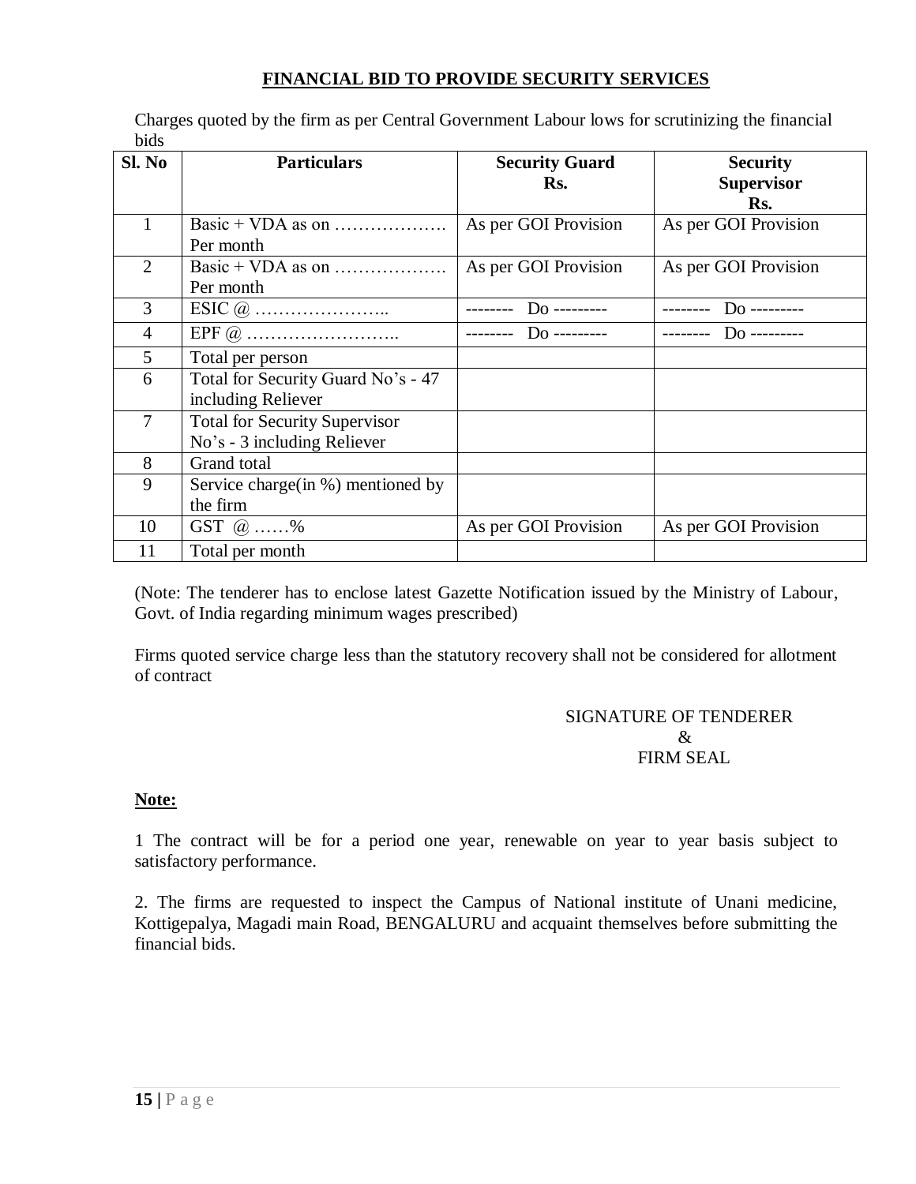## FINANCIAL BID TO PROVIDE SECURITY SERVICES

Charges quoted by the firm as per Central Government Labour lows for scrutinizing the financial bids

| Sl. No | Particulars | Security Guard Rs. | Security Supervisor Rs. |
|---|---|---|---|
| 1 | Basic + VDA as on ………………. Per month | As per GOI Provision | As per GOI Provision |
| 2 | Basic + VDA as on ………………. Per month | As per GOI Provision | As per GOI Provision |
| 3 | ESIC @ ………………….. | -------- Do --------- | -------- Do --------- |
| 4 | EPF @ …………………….. | -------- Do --------- | -------- Do --------- |
| 5 | Total per person | | |
| 6 | Total for Security Guard No's - 47 including Reliever | | |
| 7 | Total for Security Supervisor No's - 3 including Reliever | | |
| 8 | Grand total | | |
| 9 | Service charge(in %) mentioned by the firm | | |
| 10 | GST @ ……% | As per GOI Provision | As per GOI Provision |
| 11 | Total per month | | |

(Note: The tenderer has to enclose latest Gazette Notification issued by the Ministry of Labour, Govt. of India regarding minimum wages prescribed)

Firms quoted service charge less than the statutory recovery shall not be considered for allotment of contract

SIGNATURE OF TENDERER
&
FIRM SEAL

**Note:**

1 The contract will be for a period one year, renewable on year to year basis subject to satisfactory performance.

2. The firms are requested to inspect the Campus of National institute of Unani medicine, Kottigepalya, Magadi main Road, BENGALURU and acquaint themselves before submitting the financial bids.